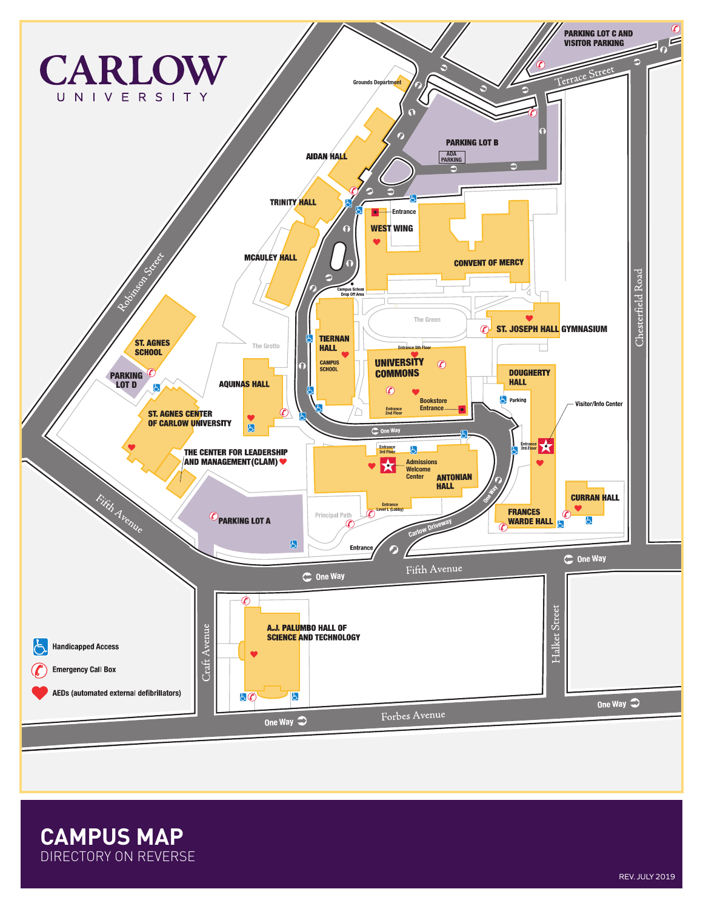# CARLOW UNIVERSITY

PARKING LOT C AND VISITOR PARKING

Terrace Street

Grounds Department

PARKING LOT B

ADA PARKING

AIDAN HALL

TRINITY HALL

Entrance

WEST WING

CONVENT OF MERCY

MCAULEY HALL

Campus School Drop Off Area

Robinson Street

The Green

ST. JOSEPH HALL GYMNASIUM

Chesterfield Road

TIERNAN HALL

CAMPUS SCHOOL

The Grotto

ST. AGNES SCHOOL

Entrance 5th Floor

UNIVERSITY COMMONS

DOUGHERTY HALL

PARKING LOT D

AQUINAS HALL

Parking

Visitor/Info Center

Bookstore Entrance

Entrance 2nd Floor

ST. AGNES CENTER OF CARLOW UNIVERSITY

One Way

Entrance 3rd Floor

Entrance 3rd Floor

THE CENTER FOR LEADERSHIP AND MANAGEMENT (CLAM)

Admissions Welcome Center

ANTONIAN HALL

One Way

CURRAN HALL

Entrance Level L (Lobby)

Principal Path

FRANCES WARDE HALL

PARKING LOT A

Carlow Driveway

Fifth Avenue

Entrance

One Way

Fifth Avenue

One Way

A.J. PALUMBO HALL OF SCIENCE AND TECHNOLOGY

Craft Avenue

Halket Street

- Handicapped Access
- Emergency Call Box
- AEDs (automated external defibrillators)

One Way

Forbes Avenue

One Way

# CAMPUS MAP

DIRECTORY ON REVERSE

REV. JULY 2019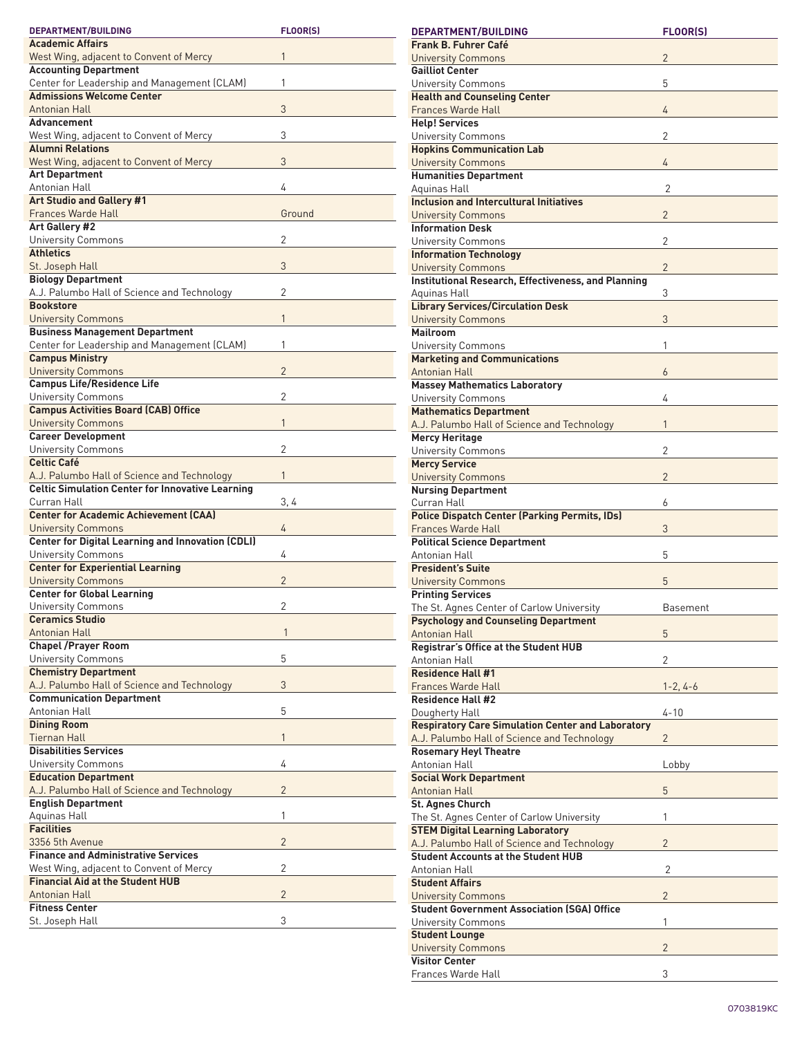| DEPARTMENT/BUILDING | FLOOR(S) |
|---|---|
| **Academic Affairs** | |
| West Wing, adjacent to Convent of Mercy | 1 |
| **Accounting Department** | |
| Center for Leadership and Management (CLAM) | 1 |
| **Admissions Welcome Center** | |
| Antonian Hall | 3 |
| **Advancement** | |
| West Wing, adjacent to Convent of Mercy | 3 |
| **Alumni Relations** | |
| West Wing, adjacent to Convent of Mercy | 3 |
| **Art Department** | |
| Antonian Hall | 4 |
| **Art Studio and Gallery #1** | |
| Frances Warde Hall | Ground |
| **Art Gallery #2** | |
| University Commons | 2 |
| **Athletics** | |
| St. Joseph Hall | 3 |
| **Biology Department** | |
| A.J. Palumbo Hall of Science and Technology | 2 |
| **Bookstore** | |
| University Commons | 1 |
| **Business Management Department** | |
| Center for Leadership and Management (CLAM) | 1 |
| **Campus Ministry** | |
| University Commons | 2 |
| **Campus Life/Residence Life** | |
| University Commons | 2 |
| **Campus Activities Board (CAB) Office** | |
| University Commons | 1 |
| **Career Development** | |
| University Commons | 2 |
| **Celtic Café** | |
| A.J. Palumbo Hall of Science and Technology | 1 |
| **Celtic Simulation Center for Innovative Learning** | |
| Curran Hall | 3, 4 |
| **Center for Academic Achievement (CAA)** | |
| University Commons | 4 |
| **Center for Digital Learning and Innovation (CDLI)** | |
| University Commons | 4 |
| **Center for Experiential Learning** | |
| University Commons | 2 |
| **Center for Global Learning** | |
| University Commons | 2 |
| **Ceramics Studio** | |
| Antonian Hall | 1 |
| **Chapel /Prayer Room** | |
| University Commons | 5 |
| **Chemistry Department** | |
| A.J. Palumbo Hall of Science and Technology | 3 |
| **Communication Department** | |
| Antonian Hall | 5 |
| **Dining Room** | |
| Tiernan Hall | 1 |
| **Disabilities Services** | |
| University Commons | 4 |
| **Education Department** | |
| A.J. Palumbo Hall of Science and Technology | 2 |
| **English Department** | |
| Aquinas Hall | 1 |
| **Facilities** | |
| 3356 5th Avenue | 2 |
| **Finance and Administrative Services** | |
| West Wing, adjacent to Convent of Mercy | 2 |
| **Financial Aid at the Student HUB** | |
| Antonian Hall | 2 |
| **Fitness Center** | |
| St. Joseph Hall | 3 |

| DEPARTMENT/BUILDING | FLOOR(S) |
|---|---|
| **Frank B. Fuhrer Café** | |
| University Commons | 2 |
| **Gailliot Center** | |
| University Commons | 5 |
| **Health and Counseling Center** | |
| Frances Warde Hall | 4 |
| **Help! Services** | |
| University Commons | 2 |
| **Hopkins Communication Lab** | |
| University Commons | 4 |
| **Humanities Department** | |
| Aquinas Hall | 2 |
| **Inclusion and Intercultural Initiatives** | |
| University Commons | 2 |
| **Information Desk** | |
| University Commons | 2 |
| **Information Technology** | |
| University Commons | 2 |
| **Institutional Research, Effectiveness, and Planning** | |
| Aquinas Hall | 3 |
| **Library Services/Circulation Desk** | |
| University Commons | 3 |
| **Mailroom** | |
| University Commons | 1 |
| **Marketing and Communications** | |
| Antonian Hall | 6 |
| **Massey Mathematics Laboratory** | |
| University Commons | 4 |
| **Mathematics Department** | |
| A.J. Palumbo Hall of Science and Technology | 1 |
| **Mercy Heritage** | |
| University Commons | 2 |
| **Mercy Service** | |
| University Commons | 2 |
| **Nursing Department** | |
| Curran Hall | 6 |
| **Police Dispatch Center (Parking Permits, IDs)** | |
| Frances Warde Hall | 3 |
| **Political Science Department** | |
| Antonian Hall | 5 |
| **President's Suite** | |
| University Commons | 5 |
| **Printing Services** | |
| The St. Agnes Center of Carlow University | Basement |
| **Psychology and Counseling Department** | |
| Antonian Hall | 5 |
| **Registrar's Office at the Student HUB** | |
| Antonian Hall | 2 |
| **Residence Hall #1** | |
| Frances Warde Hall | 1-2, 4-6 |
| **Residence Hall #2** | |
| Dougherty Hall | 4-10 |
| **Respiratory Care Simulation Center and Laboratory** | |
| A.J. Palumbo Hall of Science and Technology | 2 |
| **Rosemary Heyl Theatre** | |
| Antonian Hall | Lobby |
| **Social Work Department** | |
| Antonian Hall | 5 |
| **St. Agnes Church** | |
| The St. Agnes Center of Carlow University | 1 |
| **STEM Digital Learning Laboratory** | |
| A.J. Palumbo Hall of Science and Technology | 2 |
| **Student Accounts at the Student HUB** | |
| Antonian Hall | 2 |
| **Student Affairs** | |
| University Commons | 2 |
| **Student Government Association (SGA) Office** | |
| University Commons | 1 |
| **Student Lounge** | |
| University Commons | 2 |
| **Visitor Center** | |
| Frances Warde Hall | 3 |

0703819KC